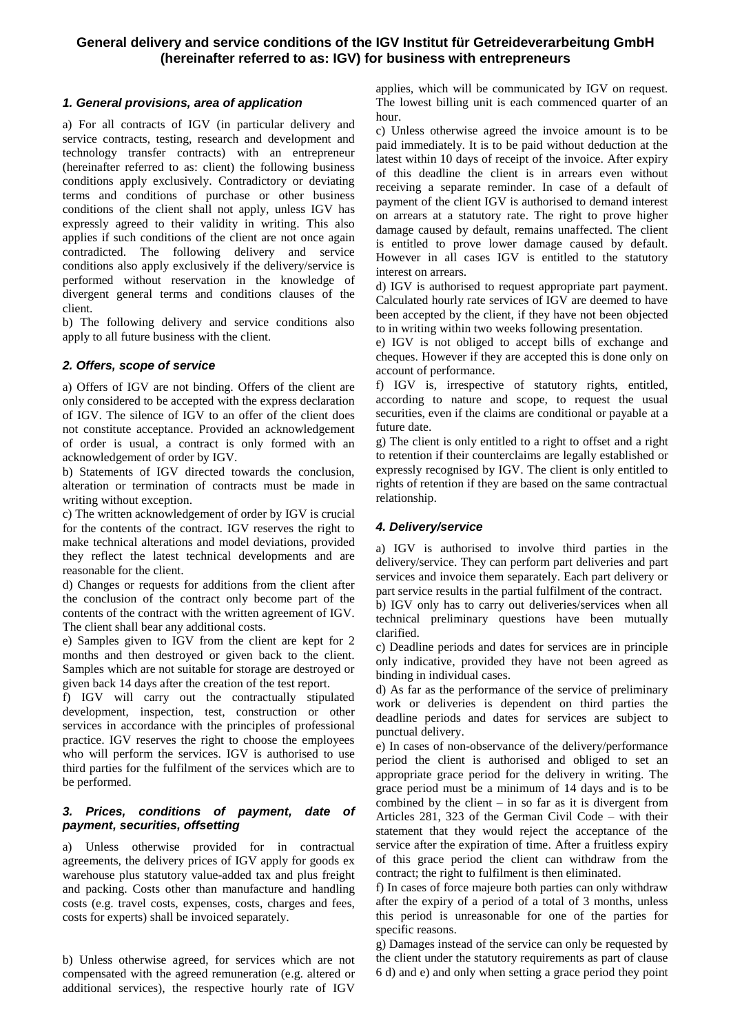# General delivery and service conditions of the IGV Institut für Getreideverarbeitung GmbH (hereinafter referred to as: IGV) for business with entrepreneurs

### *1. General provisions, area of application*

a) For all contracts of IGV (in particular delivery and service contracts, testing, research and development and technology transfer contracts) with an entrepreneur (hereinafter referred to as: client) the following business conditions apply exclusively. Contradictory or deviating terms and conditions of purchase or other business conditions of the client shall not apply, unless IGV has expressly agreed to their validity in writing. This also applies if such conditions of the client are not once again contradicted. The following delivery and service conditions also apply exclusively if the delivery/service is performed without reservation in the knowledge of divergent general terms and conditions clauses of the client.

b) The following delivery and service conditions also apply to all future business with the client.

### *2. Offers, scope of service*

a) Offers of IGV are not binding. Offers of the client are only considered to be accepted with the express declaration of IGV. The silence of IGV to an offer of the client does not constitute acceptance. Provided an acknowledgement of order is usual, a contract is only formed with an acknowledgement of order by IGV.

b) Statements of IGV directed towards the conclusion, alteration or termination of contracts must be made in writing without exception.

c) The written acknowledgement of order by IGV is crucial for the contents of the contract. IGV reserves the right to make technical alterations and model deviations, provided they reflect the latest technical developments and are reasonable for the client.

d) Changes or requests for additions from the client after the conclusion of the contract only become part of the contents of the contract with the written agreement of IGV. The client shall bear any additional costs.

e) Samples given to IGV from the client are kept for 2 months and then destroyed or given back to the client. Samples which are not suitable for storage are destroyed or given back 14 days after the creation of the test report.

f) IGV will carry out the contractually stipulated development, inspection, test, construction or other services in accordance with the principles of professional practice. IGV reserves the right to choose the employees who will perform the services. IGV is authorised to use third parties for the fulfilment of the services which are to be performed.

### *3. Prices, conditions of payment, date of payment, securities, offsetting*

a) Unless otherwise provided for in contractual agreements, the delivery prices of IGV apply for goods ex warehouse plus statutory value-added tax and plus freight and packing. Costs other than manufacture and handling costs (e.g. travel costs, expenses, costs, charges and fees, costs for experts) shall be invoiced separately.

b) Unless otherwise agreed, for services which are not compensated with the agreed remuneration (e.g. altered or additional services), the respective hourly rate of IGV applies, which will be communicated by IGV on request. The lowest billing unit is each commenced quarter of an hour.

c) Unless otherwise agreed the invoice amount is to be paid immediately. It is to be paid without deduction at the latest within 10 days of receipt of the invoice. After expiry of this deadline the client is in arrears even without receiving a separate reminder. In case of a default of payment of the client IGV is authorised to demand interest on arrears at a statutory rate. The right to prove higher damage caused by default, remains unaffected. The client is entitled to prove lower damage caused by default. However in all cases IGV is entitled to the statutory interest on arrears.

d) IGV is authorised to request appropriate part payment. Calculated hourly rate services of IGV are deemed to have been accepted by the client, if they have not been objected to in writing within two weeks following presentation.

e) IGV is not obliged to accept bills of exchange and cheques. However if they are accepted this is done only on account of performance.

f) IGV is, irrespective of statutory rights, entitled, according to nature and scope, to request the usual securities, even if the claims are conditional or payable at a future date.

g) The client is only entitled to a right to offset and a right to retention if their counterclaims are legally established or expressly recognised by IGV. The client is only entitled to rights of retention if they are based on the same contractual relationship.

### *4. Delivery/service*

a) IGV is authorised to involve third parties in the delivery/service. They can perform part deliveries and part services and invoice them separately. Each part delivery or part service results in the partial fulfilment of the contract.

b) IGV only has to carry out deliveries/services when all technical preliminary questions have been mutually clarified.

c) Deadline periods and dates for services are in principle only indicative, provided they have not been agreed as binding in individual cases.

d) As far as the performance of the service of preliminary work or deliveries is dependent on third parties the deadline periods and dates for services are subject to punctual delivery.

e) In cases of non-observance of the delivery/performance period the client is authorised and obliged to set an appropriate grace period for the delivery in writing. The grace period must be a minimum of 14 days and is to be combined by the client – in so far as it is divergent from Articles 281, 323 of the German Civil Code – with their statement that they would reject the acceptance of the service after the expiration of time. After a fruitless expiry of this grace period the client can withdraw from the contract; the right to fulfilment is then eliminated.

f) In cases of force majeure both parties can only withdraw after the expiry of a period of a total of 3 months, unless this period is unreasonable for one of the parties for specific reasons.

g) Damages instead of the service can only be requested by the client under the statutory requirements as part of clause 6 d) and e) and only when setting a grace period they point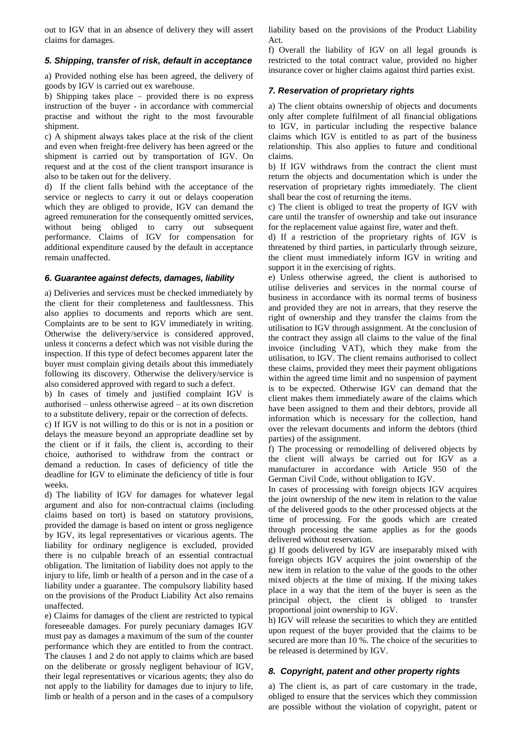out to IGV that in an absence of delivery they will assert claims for damages.

### *5. Shipping, transfer of risk, default in acceptance*

a) Provided nothing else has been agreed, the delivery of goods by IGV is carried out ex warehouse.

b) Shipping takes place – provided there is no express instruction of the buyer - in accordance with commercial practise and without the right to the most favourable shipment.

c) A shipment always takes place at the risk of the client and even when freight-free delivery has been agreed or the shipment is carried out by transportation of IGV. On request and at the cost of the client transport insurance is also to be taken out for the delivery.

d) If the client falls behind with the acceptance of the service or neglects to carry it out or delays cooperation which they are obliged to provide, IGV can demand the agreed remuneration for the consequently omitted services, without being obliged to carry out subsequent performance. Claims of IGV for compensation for additional expenditure caused by the default in acceptance remain unaffected.

### *6. Guarantee against defects, damages, liability*

a) Deliveries and services must be checked immediately by the client for their completeness and faultlessness. This also applies to documents and reports which are sent. Complaints are to be sent to IGV immediately in writing. Otherwise the delivery/service is considered approved, unless it concerns a defect which was not visible during the inspection. If this type of defect becomes apparent later the buyer must complain giving details about this immediately following its discovery. Otherwise the delivery/service is also considered approved with regard to such a defect.

b) In cases of timely and justified complaint IGV is authorised – unless otherwise agreed – at its own discretion to a substitute delivery, repair or the correction of defects.

c) If IGV is not willing to do this or is not in a position or delays the measure beyond an appropriate deadline set by the client or if it fails, the client is, according to their choice, authorised to withdraw from the contract or demand a reduction. In cases of deficiency of title the deadline for IGV to eliminate the deficiency of title is four weeks.

d) The liability of IGV for damages for whatever legal argument and also for non-contractual claims (including claims based on tort) is based on statutory provisions, provided the damage is based on intent or gross negligence by IGV, its legal representatives or vicarious agents. The liability for ordinary negligence is excluded, provided there is no culpable breach of an essential contractual obligation. The limitation of liability does not apply to the injury to life, limb or health of a person and in the case of a liability under a guarantee. The compulsory liability based on the provisions of the Product Liability Act also remains unaffected.

e) Claims for damages of the client are restricted to typical foreseeable damages. For purely pecuniary damages IGV must pay as damages a maximum of the sum of the counter performance which they are entitled to from the contract. The clauses 1 and 2 do not apply to claims which are based on the deliberate or grossly negligent behaviour of IGV, their legal representatives or vicarious agents; they also do not apply to the liability for damages due to injury to life, limb or health of a person and in the cases of a compulsory liability based on the provisions of the Product Liability Act.

f) Overall the liability of IGV on all legal grounds is restricted to the total contract value, provided no higher insurance cover or higher claims against third parties exist.

### *7. Reservation of proprietary rights*

a) The client obtains ownership of objects and documents only after complete fulfilment of all financial obligations to IGV, in particular including the respective balance claims which IGV is entitled to as part of the business relationship. This also applies to future and conditional claims.

b) If IGV withdraws from the contract the client must return the objects and documentation which is under the reservation of proprietary rights immediately. The client shall bear the cost of returning the items.

c) The client is obliged to treat the property of IGV with care until the transfer of ownership and take out insurance for the replacement value against fire, water and theft.

d) If a restriction of the proprietary rights of IGV is threatened by third parties, in particularly through seizure, the client must immediately inform IGV in writing and support it in the exercising of rights.

e) Unless otherwise agreed, the client is authorised to utilise deliveries and services in the normal course of business in accordance with its normal terms of business and provided they are not in arrears, that they reserve the right of ownership and they transfer the claims from the utilisation to IGV through assignment. At the conclusion of the contract they assign all claims to the value of the final invoice (including VAT), which they make from the utilisation, to IGV. The client remains authorised to collect these claims, provided they meet their payment obligations within the agreed time limit and no suspension of payment is to be expected. Otherwise IGV can demand that the client makes them immediately aware of the claims which have been assigned to them and their debtors, provide all information which is necessary for the collection, hand over the relevant documents and inform the debtors (third parties) of the assignment.

f) The processing or remodelling of delivered objects by the client will always be carried out for IGV as a manufacturer in accordance with Article 950 of the German Civil Code, without obligation to IGV.

In cases of processing with foreign objects IGV acquires the joint ownership of the new item in relation to the value of the delivered goods to the other processed objects at the time of processing. For the goods which are created through processing the same applies as for the goods delivered without reservation.

g) If goods delivered by IGV are inseparably mixed with foreign objects IGV acquires the joint ownership of the new item in relation to the value of the goods to the other mixed objects at the time of mixing. If the mixing takes place in a way that the item of the buyer is seen as the principal object, the client is obliged to transfer proportional joint ownership to IGV.

h) IGV will release the securities to which they are entitled upon request of the buyer provided that the claims to be secured are more than 10 %. The choice of the securities to be released is determined by IGV.

### *8. Copyright, patent and other property rights*

a) The client is, as part of care customary in the trade, obliged to ensure that the services which they commission are possible without the violation of copyright, patent or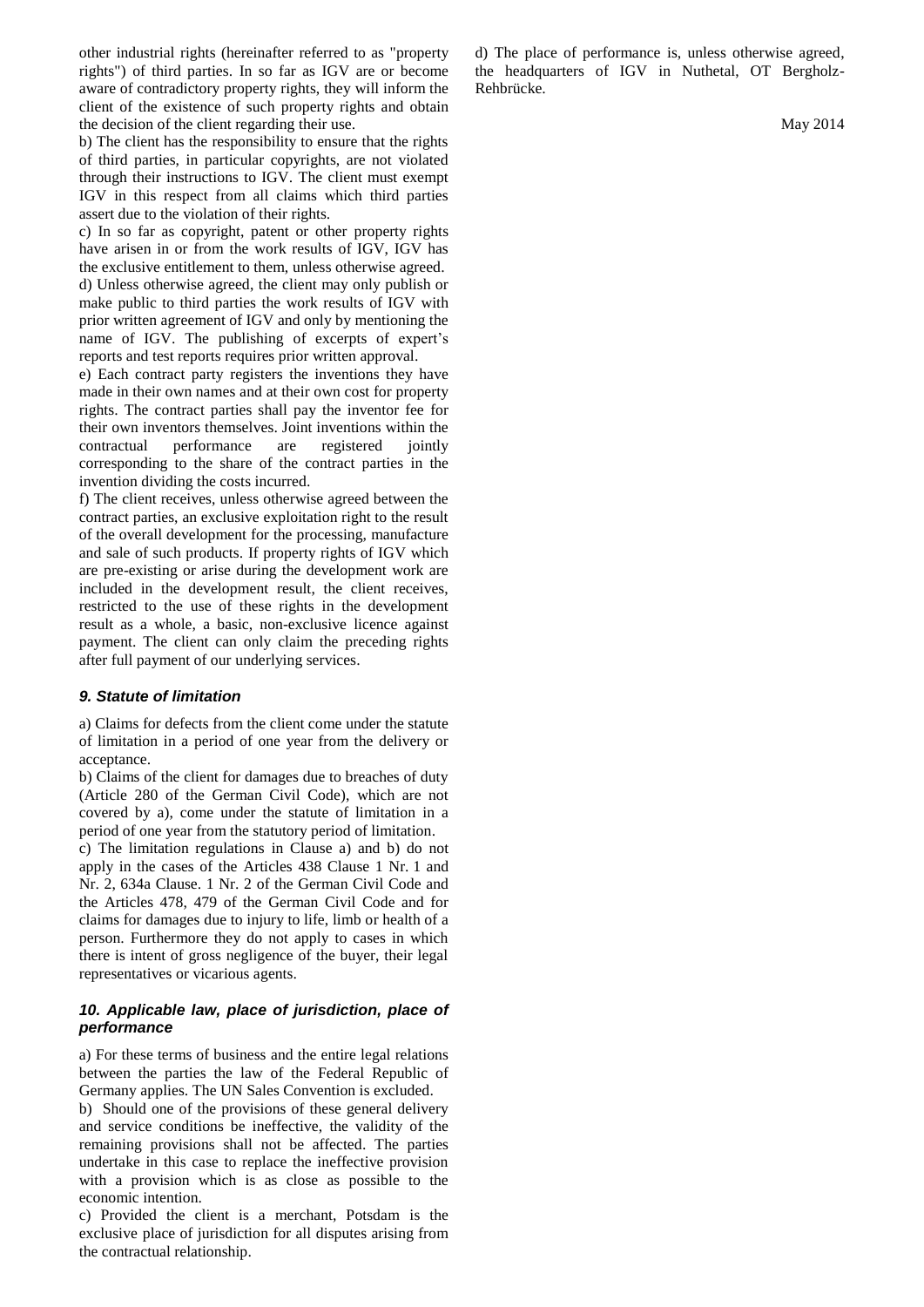other industrial rights (hereinafter referred to as "property rights") of third parties. In so far as IGV are or become aware of contradictory property rights, they will inform the client of the existence of such property rights and obtain the decision of the client regarding their use.

b) The client has the responsibility to ensure that the rights of third parties, in particular copyrights, are not violated through their instructions to IGV. The client must exempt IGV in this respect from all claims which third parties assert due to the violation of their rights.

c) In so far as copyright, patent or other property rights have arisen in or from the work results of IGV, IGV has the exclusive entitlement to them, unless otherwise agreed.

d) Unless otherwise agreed, the client may only publish or make public to third parties the work results of IGV with prior written agreement of IGV and only by mentioning the name of IGV. The publishing of excerpts of expert's reports and test reports requires prior written approval.

e) Each contract party registers the inventions they have made in their own names and at their own cost for property rights. The contract parties shall pay the inventor fee for their own inventors themselves. Joint inventions within the contractual performance are registered jointly corresponding to the share of the contract parties in the invention dividing the costs incurred.

f) The client receives, unless otherwise agreed between the contract parties, an exclusive exploitation right to the result of the overall development for the processing, manufacture and sale of such products. If property rights of IGV which are pre-existing or arise during the development work are included in the development result, the client receives, restricted to the use of these rights in the development result as a whole, a basic, non-exclusive licence against payment. The client can only claim the preceding rights after full payment of our underlying services.

### *9. Statute of limitation*

a) Claims for defects from the client come under the statute of limitation in a period of one year from the delivery or acceptance.

b) Claims of the client for damages due to breaches of duty (Article 280 of the German Civil Code), which are not covered by a), come under the statute of limitation in a period of one year from the statutory period of limitation.

c) The limitation regulations in Clause a) and b) do not apply in the cases of the Articles 438 Clause 1 Nr. 1 and Nr. 2, 634a Clause. 1 Nr. 2 of the German Civil Code and the Articles 478, 479 of the German Civil Code and for claims for damages due to injury to life, limb or health of a person. Furthermore they do not apply to cases in which there is intent of gross negligence of the buyer, their legal representatives or vicarious agents.

### *10. Applicable law, place of jurisdiction, place of performance*

a) For these terms of business and the entire legal relations between the parties the law of the Federal Republic of Germany applies. The UN Sales Convention is excluded.

b) Should one of the provisions of these general delivery and service conditions be ineffective, the validity of the remaining provisions shall not be affected. The parties undertake in this case to replace the ineffective provision with a provision which is as close as possible to the economic intention.

c) Provided the client is a merchant, Potsdam is the exclusive place of jurisdiction for all disputes arising from the contractual relationship.

d) The place of performance is, unless otherwise agreed, the headquarters of IGV in Nuthetal, OT Bergholz-Rehbrücke.

May 2014